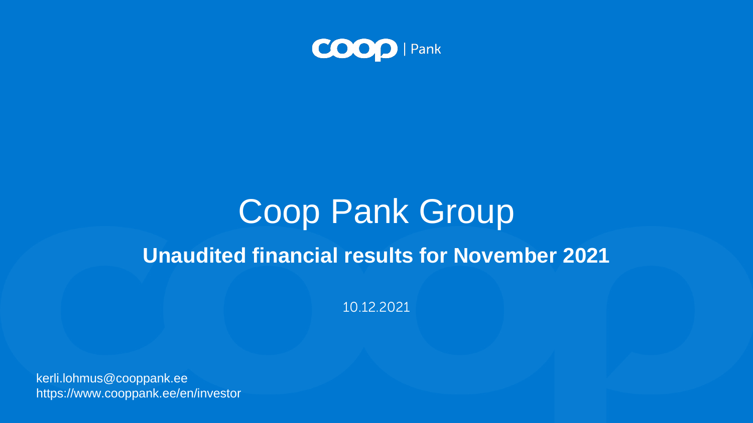# Coop Pank Group

## Unaudited financial results for November 2021

10.12.2021

kerli.lohmus@cooppank.ee
https://www.cooppank.ee/en/investor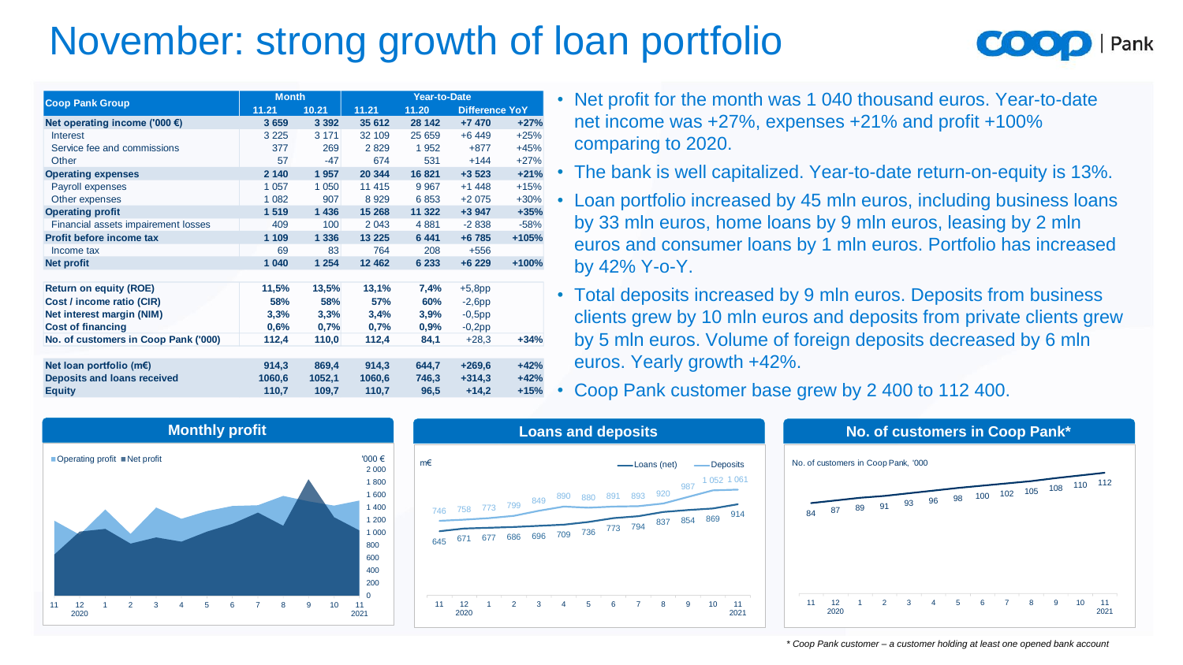# November: strong growth of loan portfolio

| Coop Pank Group | Month | | Year-to-Date | | | |
|---|---|---|---|---|---|---|
| | 11.21 | 10.21 | 11.21 | 11.20 | Difference YoY | |
| **Net operating income ('000 €)** | **3 659** | **3 392** | **35 612** | **28 142** | **+7 470** | **+27%** |
| Interest | 3 225 | 3 171 | 32 109 | 25 659 | +6 449 | +25% |
| Service fee and commissions | 377 | 269 | 2 829 | 1 952 | +877 | +45% |
| Other | 57 | -47 | 674 | 531 | +144 | +27% |
| **Operating expenses** | **2 140** | **1 957** | **20 344** | **16 821** | **+3 523** | **+21%** |
| Payroll expenses | 1 057 | 1 050 | 11 415 | 9 967 | +1 448 | +15% |
| Other expenses | 1 082 | 907 | 8 929 | 6 853 | +2 075 | +30% |
| **Operating profit** | **1 519** | **1 436** | **15 268** | **11 322** | **+3 947** | **+35%** |
| Financial assets impairement losses | 409 | 100 | 2 043 | 4 881 | -2 838 | -58% |
| **Profit before income tax** | **1 109** | **1 336** | **13 225** | **6 441** | **+6 785** | **+105%** |
| Income tax | 69 | 83 | 764 | 208 | +556 | |
| **Net profit** | **1 040** | **1 254** | **12 462** | **6 233** | **+6 229** | **+100%** |
| | | | | | | |
| **Return on equity (ROE)** | **11,5%** | **13,5%** | **13,1%** | **7,4%** | +5,8pp | |
| **Cost / income ratio (CIR)** | **58%** | **58%** | **57%** | **60%** | -2,6pp | |
| **Net interest margin (NIM)** | **3,3%** | **3,3%** | **3,4%** | **3,9%** | -0,5pp | |
| **Cost of financing** | **0,6%** | **0,7%** | **0,7%** | **0,9%** | -0,2pp | |
| **No. of customers in Coop Pank ('000)** | **112,4** | **110,0** | **112,4** | **84,1** | +28,3 | **+34%** |
| | | | | | | |
| **Net loan portfolio (m€)** | **914,3** | **869,4** | **914,3** | **644,7** | **+269,6** | **+42%** |
| **Deposits and loans received** | **1060,6** | **1052,1** | **1060,6** | **746,3** | **+314,3** | **+42%** |
| **Equity** | **110,7** | **109,7** | **110,7** | **96,5** | **+14,2** | **+15%** |

- Net profit for the month was 1 040 thousand euros. Year-to-date net income was +27%, expenses +21% and profit +100% comparing to 2020.
- The bank is well capitalized. Year-to-date return-on-equity is 13%.
- Loan portfolio increased by 45 mln euros, including business loans by 33 mln euros, home loans by 9 mln euros, leasing by 2 mln euros and consumer loans by 1 mln euros. Portfolio has increased by 42% Y-o-Y.
- Total deposits increased by 9 mln euros. Deposits from business clients grew by 10 mln euros and deposits from private clients grew by 5 mln euros. Volume of foreign deposits decreased by 6 mln euros. Yearly growth +42%.
- Coop Pank customer base grew by 2 400 to 112 400.

## Monthly profit

Operating profit | Net profit

'000 €
2 000
1 800
1 600
1 400
1 200
1 000
800
600
400
200
0

11 12 1 2 3 4 5 6 7 8 9 10 11
2020 2021

## Loans and deposits

m€

Loans (net) | Deposits

746 758 773 799 849 890 880 891 893 920 987 1 052 1 061

645 671 677 686 696 709 736 773 794 837 854 869 914

11 12 1 2 3 4 5 6 7 8 9 10 11
2020 2021

## No. of customers in Coop Pank*

No. of customers in Coop Pank, '000

84 87 89 91 93 96 98 100 102 105 108 110 112

11 12 1 2 3 4 5 6 7 8 9 10 11
2020 2021

*\* Coop Pank customer – a customer holding at least one opened bank account*